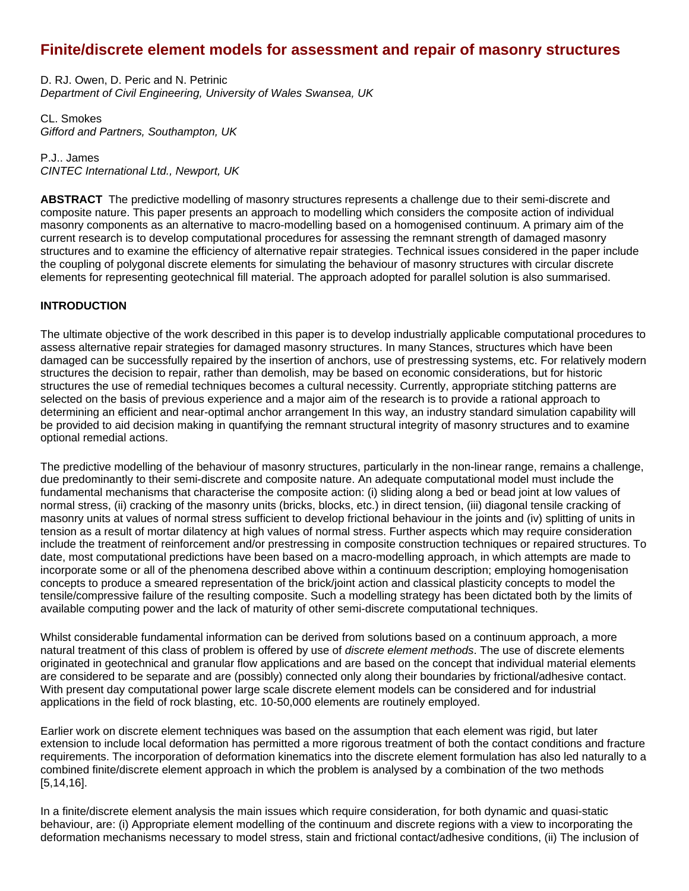# Finite/discrete element models for assessment and repair of masonry structures

D. RJ. Owen, D. Peric and N. Petrinic
*Department of Civil Engineering, University of Wales Swansea, UK*

CL. Smokes
*Gifford and Partners, Southampton, UK*

P.J.. James
*CINTEC International Ltd., Newport, UK*

**ABSTRACT** The predictive modelling of masonry structures represents a challenge due to their semi-discrete and composite nature. This paper presents an approach to modelling which considers the composite action of individual masonry components as an alternative to macro-modelling based on a homogenised continuum. A primary aim of the current research is to develop computational procedures for assessing the remnant strength of damaged masonry structures and to examine the efficiency of alternative repair strategies. Technical issues considered in the paper include the coupling of polygonal discrete elements for simulating the behaviour of masonry structures with circular discrete elements for representing geotechnical fill material. The approach adopted for parallel solution is also summarised.

## INTRODUCTION

The ultimate objective of the work described in this paper is to develop industrially applicable computational procedures to assess alternative repair strategies for damaged masonry structures. In many Stances, structures which have been damaged can be successfully repaired by the insertion of anchors, use of prestressing systems, etc. For relatively modern structures the decision to repair, rather than demolish, may be based on economic considerations, but for historic structures the use of remedial techniques becomes a cultural necessity. Currently, appropriate stitching patterns are selected on the basis of previous experience and a major aim of the research is to provide a rational approach to determining an efficient and near-optimal anchor arrangement In this way, an industry standard simulation capability will be provided to aid decision making in quantifying the remnant structural integrity of masonry structures and to examine optional remedial actions.

The predictive modelling of the behaviour of masonry structures, particularly in the non-linear range, remains a challenge, due predominantly to their semi-discrete and composite nature. An adequate computational model must include the fundamental mechanisms that characterise the composite action: (i) sliding along a bed or bead joint at low values of normal stress, (ii) cracking of the masonry units (bricks, blocks, etc.) in direct tension, (iii) diagonal tensile cracking of masonry units at values of normal stress sufficient to develop frictional behaviour in the joints and (iv) splitting of units in tension as a result of mortar dilatency at high values of normal stress. Further aspects which may require consideration include the treatment of reinforcement and/or prestressing in composite construction techniques or repaired structures. To date, most computational predictions have been based on a macro-modelling approach, in which attempts are made to incorporate some or all of the phenomena described above within a continuum description; employing homogenisation concepts to produce a smeared representation of the brick/joint action and classical plasticity concepts to model the tensile/compressive failure of the resulting composite. Such a modelling strategy has been dictated both by the limits of available computing power and the lack of maturity of other semi-discrete computational techniques.

Whilst considerable fundamental information can be derived from solutions based on a continuum approach, a more natural treatment of this class of problem is offered by use of *discrete element methods*. The use of discrete elements originated in geotechnical and granular flow applications and are based on the concept that individual material elements are considered to be separate and are (possibly) connected only along their boundaries by frictional/adhesive contact. With present day computational power large scale discrete element models can be considered and for industrial applications in the field of rock blasting, etc. 10-50,000 elements are routinely employed.

Earlier work on discrete element techniques was based on the assumption that each element was rigid, but later extension to include local deformation has permitted a more rigorous treatment of both the contact conditions and fracture requirements. The incorporation of deformation kinematics into the discrete element formulation has also led naturally to a combined finite/discrete element approach in which the problem is analysed by a combination of the two methods [5,14,16].

In a finite/discrete element analysis the main issues which require consideration, for both dynamic and quasi-static behaviour, are: (i) Appropriate element modelling of the continuum and discrete regions with a view to incorporating the deformation mechanisms necessary to model stress, stain and frictional contact/adhesive conditions, (ii) The inclusion of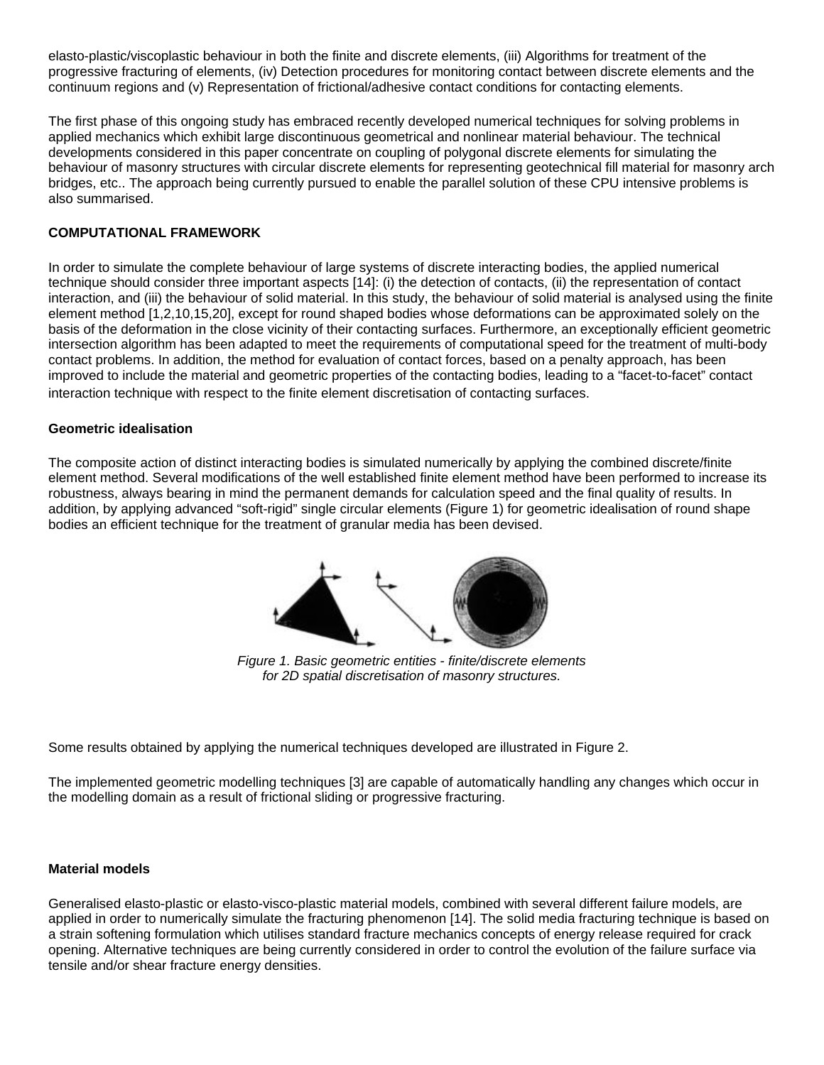elasto-plastic/viscoplastic behaviour in both the finite and discrete elements, (iii) Algorithms for treatment of the progressive fracturing of elements, (iv) Detection procedures for monitoring contact between discrete elements and the continuum regions and (v) Representation of frictional/adhesive contact conditions for contacting elements.

The first phase of this ongoing study has embraced recently developed numerical techniques for solving problems in applied mechanics which exhibit large discontinuous geometrical and nonlinear material behaviour. The technical developments considered in this paper concentrate on coupling of polygonal discrete elements for simulating the behaviour of masonry structures with circular discrete elements for representing geotechnical fill material for masonry arch bridges, etc.. The approach being currently pursued to enable the parallel solution of these CPU intensive problems is also summarised.

## COMPUTATIONAL FRAMEWORK

In order to simulate the complete behaviour of large systems of discrete interacting bodies, the applied numerical technique should consider three important aspects [14]: (i) the detection of contacts, (ii) the representation of contact interaction, and (iii) the behaviour of solid material. In this study, the behaviour of solid material is analysed using the finite element method [1,2,10,15,20], except for round shaped bodies whose deformations can be approximated solely on the basis of the deformation in the close vicinity of their contacting surfaces. Furthermore, an exceptionally efficient geometric intersection algorithm has been adapted to meet the requirements of computational speed for the treatment of multi-body contact problems. In addition, the method for evaluation of contact forces, based on a penalty approach, has been improved to include the material and geometric properties of the contacting bodies, leading to a "facet-to-facet" contact interaction technique with respect to the finite element discretisation of contacting surfaces.

### Geometric idealisation

The composite action of distinct interacting bodies is simulated numerically by applying the combined discrete/finite element method. Several modifications of the well established finite element method have been performed to increase its robustness, always bearing in mind the permanent demands for calculation speed and the final quality of results. In addition, by applying advanced "soft-rigid" single circular elements (Figure 1) for geometric idealisation of round shape bodies an efficient technique for the treatment of granular media has been devised.

*Figure 1. Basic geometric entities - finite/discrete elements for 2D spatial discretisation of masonry structures.*

Some results obtained by applying the numerical techniques developed are illustrated in Figure 2.

The implemented geometric modelling techniques [3] are capable of automatically handling any changes which occur in the modelling domain as a result of frictional sliding or progressive fracturing.

### Material models

Generalised elasto-plastic or elasto-visco-plastic material models, combined with several different failure models, are applied in order to numerically simulate the fracturing phenomenon [14]. The solid media fracturing technique is based on a strain softening formulation which utilises standard fracture mechanics concepts of energy release required for crack opening. Alternative techniques are being currently considered in order to control the evolution of the failure surface via tensile and/or shear fracture energy densities.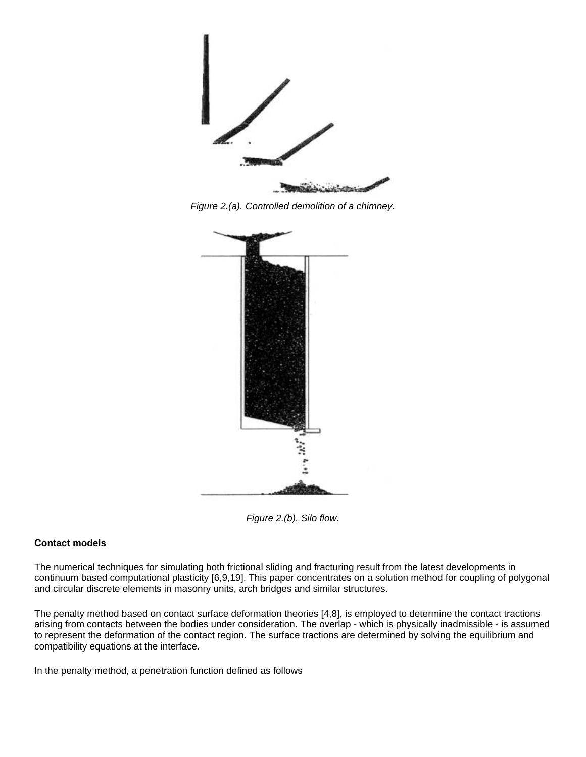Figure 2.(a). Controlled demolition of a chimney.

Figure 2.(b). Silo flow.

**Contact models**

The numerical techniques for simulating both frictional sliding and fracturing result from the latest developments in continuum based computational plasticity [6,9,19]. This paper concentrates on a solution method for coupling of polygonal and circular discrete elements in masonry units, arch bridges and similar structures.

The penalty method based on contact surface deformation theories [4,8], is employed to determine the contact tractions arising from contacts between the bodies under consideration. The overlap - which is physically inadmissible - is assumed to represent the deformation of the contact region. The surface tractions are determined by solving the equilibrium and compatibility equations at the interface.

In the penalty method, a penetration function defined as follows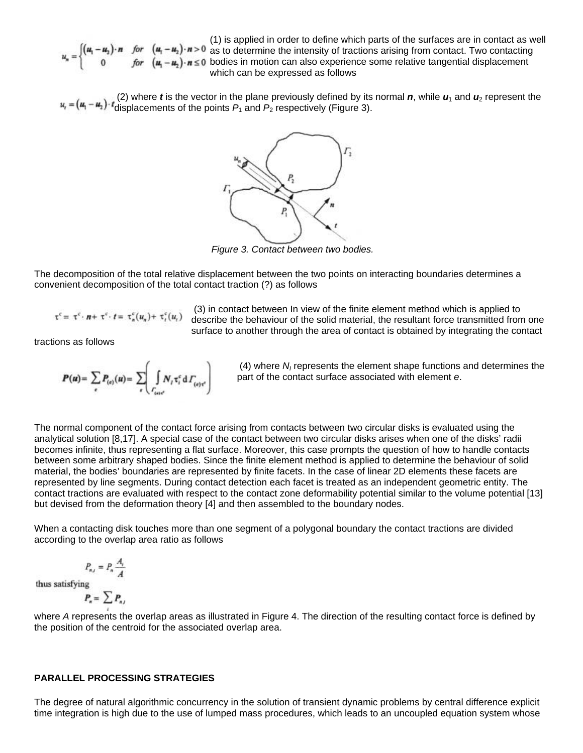$$u_n = \begin{cases} (\boldsymbol{u}_1 - \boldsymbol{u}_2)\cdot \boldsymbol{n} & for \quad (\boldsymbol{u}_1 - \boldsymbol{u}_2)\cdot \boldsymbol{n} > 0 \\ 0 & for \quad (\boldsymbol{u}_1 - \boldsymbol{u}_2)\cdot \boldsymbol{n} \le 0 \end{cases} \quad (1)$$

is applied in order to define which parts of the surfaces are in contact as well as to determine the intensity of tractions arising from contact. Two contacting bodies in motion can also experience some relative tangential displacement which can be expressed as follows

$$u_t = (\boldsymbol{u}_1 - \boldsymbol{u}_2)\cdot \boldsymbol{t} \quad (2)$$

where $\boldsymbol{t}$ is the vector in the plane previously defined by its normal $\boldsymbol{n}$, while $\boldsymbol{u}_1$ and $\boldsymbol{u}_2$ represent the displacements of the points $P_1$ and $P_2$ respectively (Figure 3).

*Figure 3. Contact between two bodies.*

The decomposition of the total relative displacement between the two points on interacting boundaries determines a convenient decomposition of the total contact traction (?) as follows

$$\tau^c = \tau^c \cdot \boldsymbol{n} + \tau^c \cdot \boldsymbol{t} = \tau_n^c(u_n) + \tau_t^c(u_t) \quad (3)$$

in contact between In view of the finite element method which is applied to describe the behaviour of the solid material, the resultant force transmitted from one surface to another through the area of contact is obtained by integrating the contact tractions as follows

$$\boldsymbol{P}(\boldsymbol{u}) = \sum_e \boldsymbol{P}_{(e)}(\boldsymbol{u}) = \sum_e \left( \int_{\Gamma_{(e)\tau^c}} N_I \tau_i^c \, d\Gamma_{(e)\tau^c} \right) \quad (4)$$

where $N_I$ represents the element shape functions and determines the part of the contact surface associated with element $e$.

The normal component of the contact force arising from contacts between two circular disks is evaluated using the analytical solution [8,17]. A special case of the contact between two circular disks arises when one of the disks' radii becomes infinite, thus representing a flat surface. Moreover, this case prompts the question of how to handle contacts between some arbitrary shaped bodies. Since the finite element method is applied to determine the behaviour of solid material, the bodies' boundaries are represented by finite facets. In the case of linear 2D elements these facets are represented by line segments. During contact detection each facet is treated as an independent geometric entity. The contact tractions are evaluated with respect to the contact zone deformability potential similar to the volume potential [13] but devised from the deformation theory [4] and then assembled to the boundary nodes.

When a contacting disk touches more than one segment of a polygonal boundary the contact tractions are divided according to the overlap area ratio as follows

$$P_{n,i} = P_n \frac{A_i}{A}$$

thus satisfying

$$P_n = \sum_i P_{n,i}$$

where $A$ represents the overlap areas as illustrated in Figure 4. The direction of the resulting contact force is defined by the position of the centroid for the associated overlap area.

**PARALLEL PROCESSING STRATEGIES**

The degree of natural algorithmic concurrency in the solution of transient dynamic problems by central difference explicit time integration is high due to the use of lumped mass procedures, which leads to an uncoupled equation system whose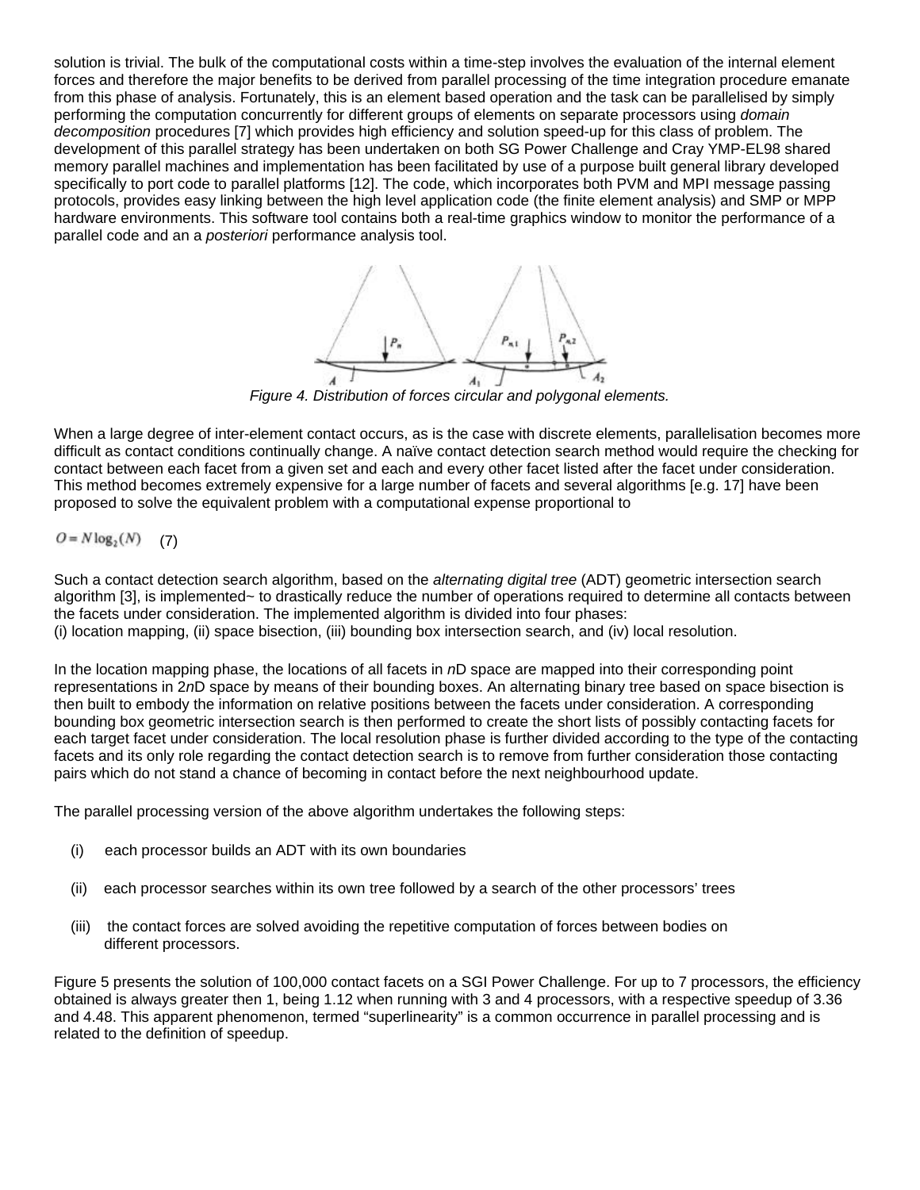solution is trivial. The bulk of the computational costs within a time-step involves the evaluation of the internal element forces and therefore the major benefits to be derived from parallel processing of the time integration procedure emanate from this phase of analysis. Fortunately, this is an element based operation and the task can be parallelised by simply performing the computation concurrently for different groups of elements on separate processors using *domain decomposition* procedures [7] which provides high efficiency and solution speed-up for this class of problem. The development of this parallel strategy has been undertaken on both SG Power Challenge and Cray YMP-EL98 shared memory parallel machines and implementation has been facilitated by use of a purpose built general library developed specifically to port code to parallel platforms [12]. The code, which incorporates both PVM and MPI message passing protocols, provides easy linking between the high level application code (the finite element analysis) and SMP or MPP hardware environments. This software tool contains both a real-time graphics window to monitor the performance of a parallel code and an a *posteriori* performance analysis tool.

*Figure 4. Distribution of forces circular and polygonal elements.*

When a large degree of inter-element contact occurs, as is the case with discrete elements, parallelisation becomes more difficult as contact conditions continually change. A naïve contact detection search method would require the checking for contact between each facet from a given set and each and every other facet listed after the facet under consideration. This method becomes extremely expensive for a large number of facets and several algorithms [e.g. 17] have been proposed to solve the equivalent problem with a computational expense proportional to

$$O = N \log_2(N) \quad (7)$$

Such a contact detection search algorithm, based on the *alternating digital tree* (ADT) geometric intersection search algorithm [3], is implemented~ to drastically reduce the number of operations required to determine all contacts between the facets under consideration. The implemented algorithm is divided into four phases:
(i) location mapping, (ii) space bisection, (iii) bounding box intersection search, and (iv) local resolution.

In the location mapping phase, the locations of all facets in *n*D space are mapped into their corresponding point representations in 2*n*D space by means of their bounding boxes. An alternating binary tree based on space bisection is then built to embody the information on relative positions between the facets under consideration. A corresponding bounding box geometric intersection search is then performed to create the short lists of possibly contacting facets for each target facet under consideration. The local resolution phase is further divided according to the type of the contacting facets and its only role regarding the contact detection search is to remove from further consideration those contacting pairs which do not stand a chance of becoming in contact before the next neighbourhood update.

The parallel processing version of the above algorithm undertakes the following steps:

(i) each processor builds an ADT with its own boundaries

(ii) each processor searches within its own tree followed by a search of the other processors' trees

(iii) the contact forces are solved avoiding the repetitive computation of forces between bodies on different processors.

Figure 5 presents the solution of 100,000 contact facets on a SGI Power Challenge. For up to 7 processors, the efficiency obtained is always greater then 1, being 1.12 when running with 3 and 4 processors, with a respective speedup of 3.36 and 4.48. This apparent phenomenon, termed "superlinearity" is a common occurrence in parallel processing and is related to the definition of speedup.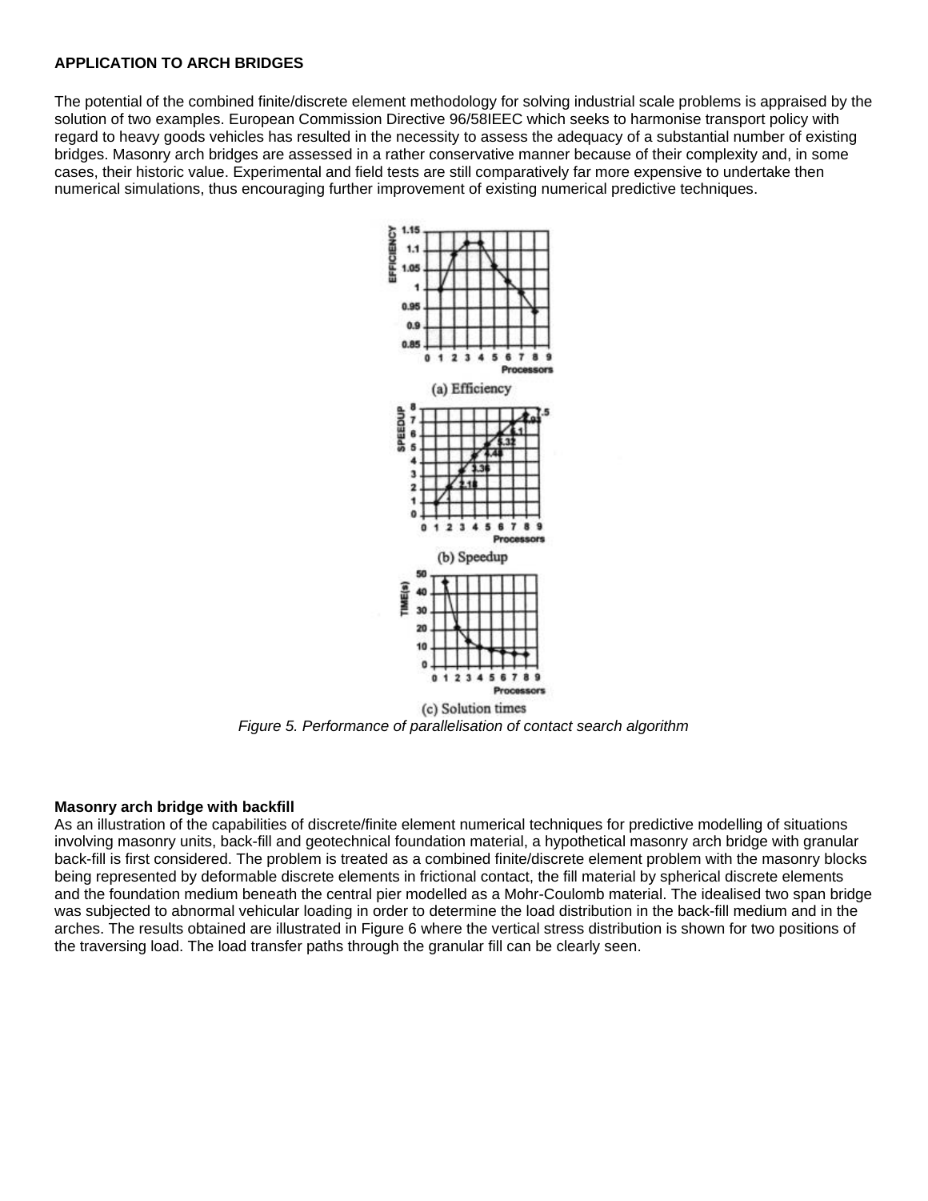## APPLICATION TO ARCH BRIDGES

The potential of the combined finite/discrete element methodology for solving industrial scale problems is appraised by the solution of two examples. European Commission Directive 96/58IEEC which seeks to harmonise transport policy with regard to heavy goods vehicles has resulted in the necessity to assess the adequacy of a substantial number of existing bridges. Masonry arch bridges are assessed in a rather conservative manner because of their complexity and, in some cases, their historic value. Experimental and field tests are still comparatively far more expensive to undertake then numerical simulations, thus encouraging further improvement of existing numerical predictive techniques.

(a) Efficiency

(b) Speedup

(c) Solution times

*Figure 5. Performance of parallelisation of contact search algorithm*

### Masonry arch bridge with backfill

As an illustration of the capabilities of discrete/finite element numerical techniques for predictive modelling of situations involving masonry units, back-fill and geotechnical foundation material, a hypothetical masonry arch bridge with granular back-fill is first considered. The problem is treated as a combined finite/discrete element problem with the masonry blocks being represented by deformable discrete elements in frictional contact, the fill material by spherical discrete elements and the foundation medium beneath the central pier modelled as a Mohr-Coulomb material. The idealised two span bridge was subjected to abnormal vehicular loading in order to determine the load distribution in the back-fill medium and in the arches. The results obtained are illustrated in Figure 6 where the vertical stress distribution is shown for two positions of the traversing load. The load transfer paths through the granular fill can be clearly seen.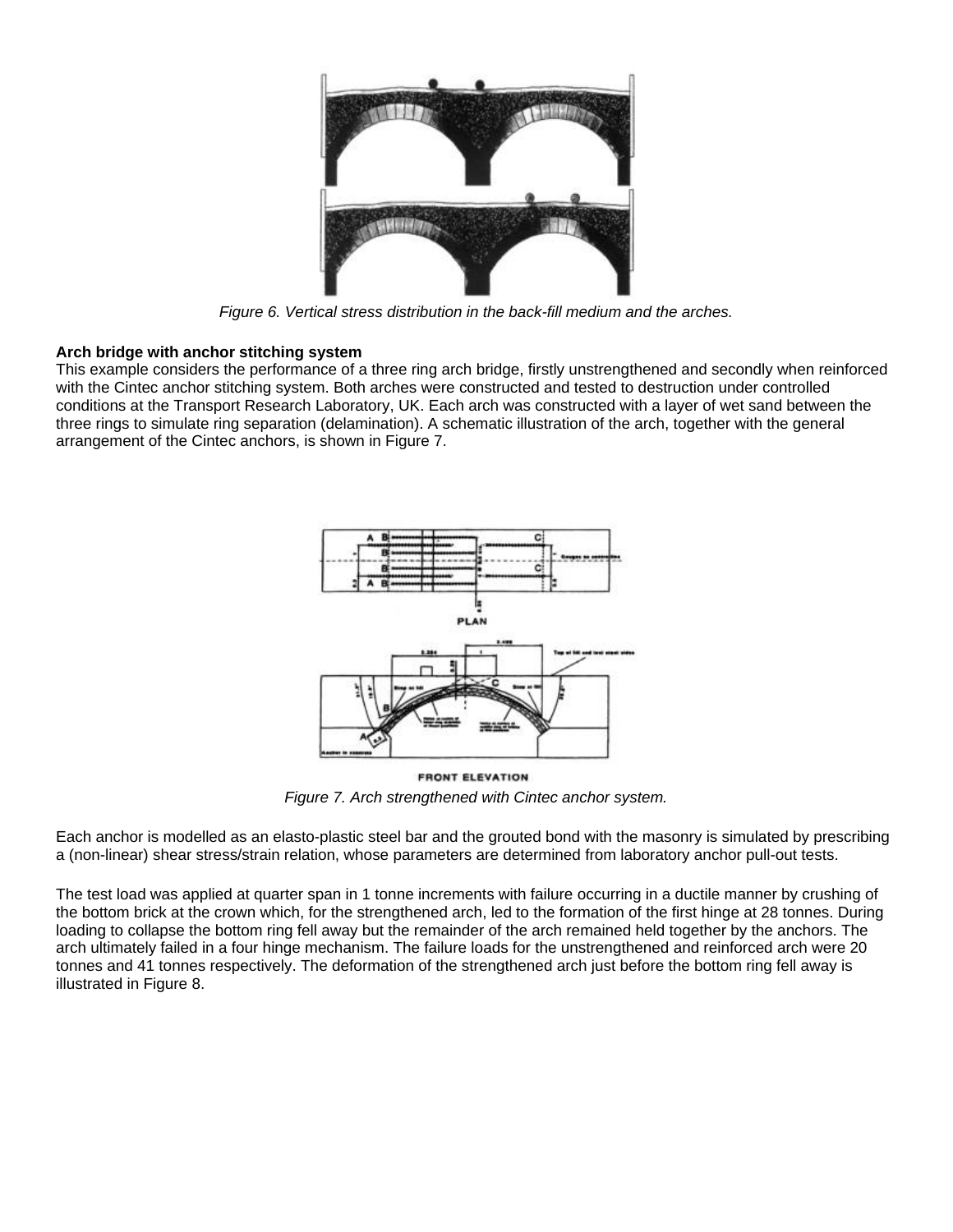*Figure 6. Vertical stress distribution in the back-fill medium and the arches.*

**Arch bridge with anchor stitching system**

This example considers the performance of a three ring arch bridge, firstly unstrengthened and secondly when reinforced with the Cintec anchor stitching system. Both arches were constructed and tested to destruction under controlled conditions at the Transport Research Laboratory, UK. Each arch was constructed with a layer of wet sand between the three rings to simulate ring separation (delamination). A schematic illustration of the arch, together with the general arrangement of the Cintec anchors, is shown in Figure 7.

*Figure 7. Arch strengthened with Cintec anchor system.*

Each anchor is modelled as an elasto-plastic steel bar and the grouted bond with the masonry is simulated by prescribing a (non-linear) shear stress/strain relation, whose parameters are determined from laboratory anchor pull-out tests.

The test load was applied at quarter span in 1 tonne increments with failure occurring in a ductile manner by crushing of the bottom brick at the crown which, for the strengthened arch, led to the formation of the first hinge at 28 tonnes. During loading to collapse the bottom ring fell away but the remainder of the arch remained held together by the anchors. The arch ultimately failed in a four hinge mechanism. The failure loads for the unstrengthened and reinforced arch were 20 tonnes and 41 tonnes respectively. The deformation of the strengthened arch just before the bottom ring fell away is illustrated in Figure 8.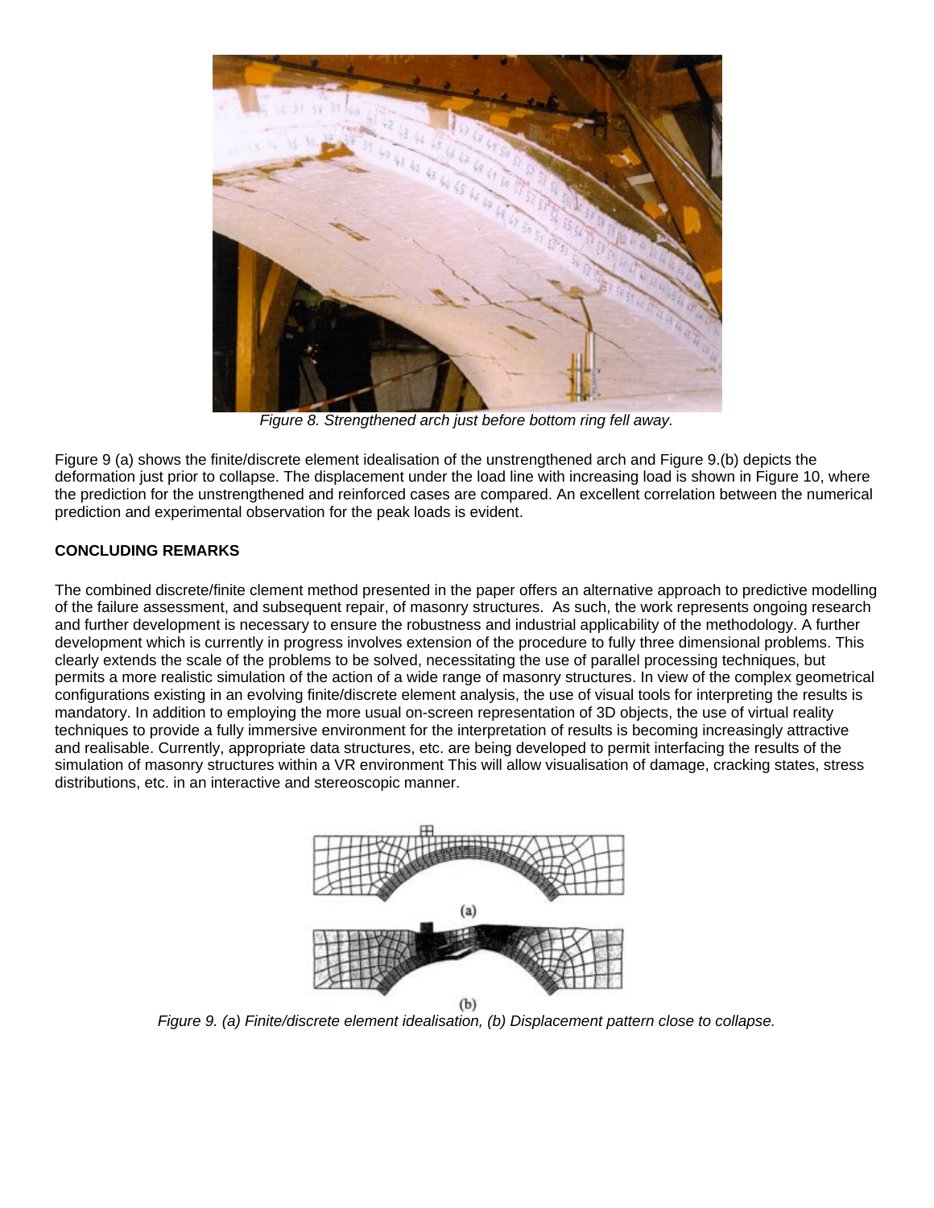Figure 8. Strengthened arch just before bottom ring fell away.

Figure 9 (a) shows the finite/discrete element idealisation of the unstrengthened arch and Figure 9.(b) depicts the deformation just prior to collapse. The displacement under the load line with increasing load is shown in Figure 10, where the prediction for the unstrengthened and reinforced cases are compared. An excellent correlation between the numerical prediction and experimental observation for the peak loads is evident.

## CONCLUDING REMARKS

The combined discrete/finite clement method presented in the paper offers an alternative approach to predictive modelling of the failure assessment, and subsequent repair, of masonry structures. As such, the work represents ongoing research and further development is necessary to ensure the robustness and industrial applicability of the methodology. A further development which is currently in progress involves extension of the procedure to fully three dimensional problems. This clearly extends the scale of the problems to be solved, necessitating the use of parallel processing techniques, but permits a more realistic simulation of the action of a wide range of masonry structures. In view of the complex geometrical configurations existing in an evolving finite/discrete element analysis, the use of visual tools for interpreting the results is mandatory. In addition to employing the more usual on-screen representation of 3D objects, the use of virtual reality techniques to provide a fully immersive environment for the interpretation of results is becoming increasingly attractive and realisable. Currently, appropriate data structures, etc. are being developed to permit interfacing the results of the simulation of masonry structures within a VR environment This will allow visualisation of damage, cracking states, stress distributions, etc. in an interactive and stereoscopic manner.

(a)

(b)

Figure 9. (a) Finite/discrete element idealisation, (b) Displacement pattern close to collapse.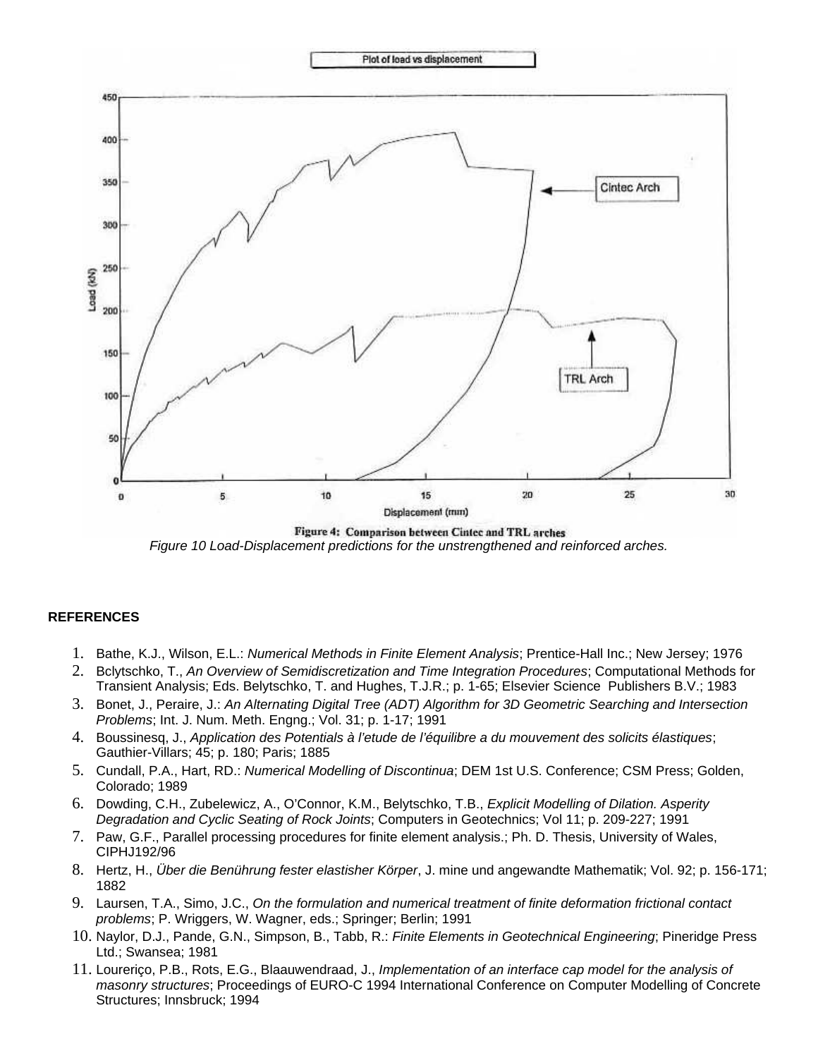Figure 4: Comparison between Cintec and TRL arches

*Figure 10 Load-Displacement predictions for the unstrengthened and reinforced arches.*

**REFERENCES**

1. Bathe, K.J., Wilson, E.L.: *Numerical Methods in Finite Element Analysis*; Prentice-Hall Inc.; New Jersey; 1976
2. Bclytschko, T., *An Overview of Semidiscretization and Time Integration Procedures*; Computational Methods for Transient Analysis; Eds. Belytschko, T. and Hughes, T.J.R.; p. 1-65; Elsevier Science Publishers B.V.; 1983
3. Bonet, J., Peraire, J.: *An Alternating Digital Tree (ADT) Algorithm for 3D Geometric Searching and Intersection Problems*; Int. J. Num. Meth. Engng.; Vol. 31; p. 1-17; 1991
4. Boussinesq, J., *Application des Potentials à l'etude de l'équilibre a du mouvement des solicits élastiques*; Gauthier-Villars; 45; p. 180; Paris; 1885
5. Cundall, P.A., Hart, RD.: *Numerical Modelling of Discontinua*; DEM 1st U.S. Conference; CSM Press; Golden, Colorado; 1989
6. Dowding, C.H., Zubelewicz, A., O'Connor, K.M., Belytschko, T.B., *Explicit Modelling of Dilation. Asperity Degradation and Cyclic Seating of Rock Joints*; Computers in Geotechnics; Vol 11; p. 209-227; 1991
7. Paw, G.F., Parallel processing procedures for finite element analysis.; Ph. D. Thesis, University of Wales, CIPHJ192/96
8. Hertz, H., *Über die Benührung fester elastisher Körper*, J. mine und angewandte Mathematik; Vol. 92; p. 156-171; 1882
9. Laursen, T.A., Simo, J.C., *On the formulation and numerical treatment of finite deformation frictional contact problems*; P. Wriggers, W. Wagner, eds.; Springer; Berlin; 1991
10. Naylor, D.J., Pande, G.N., Simpson, B., Tabb, R.: *Finite Elements in Geotechnical Engineering*; Pineridge Press Ltd.; Swansea; 1981
11. Loureriço, P.B., Rots, E.G., Blaauwendraad, J., *Implementation of an interface cap model for the analysis of masonry structures*; Proceedings of EURO-C 1994 International Conference on Computer Modelling of Concrete Structures; Innsbruck; 1994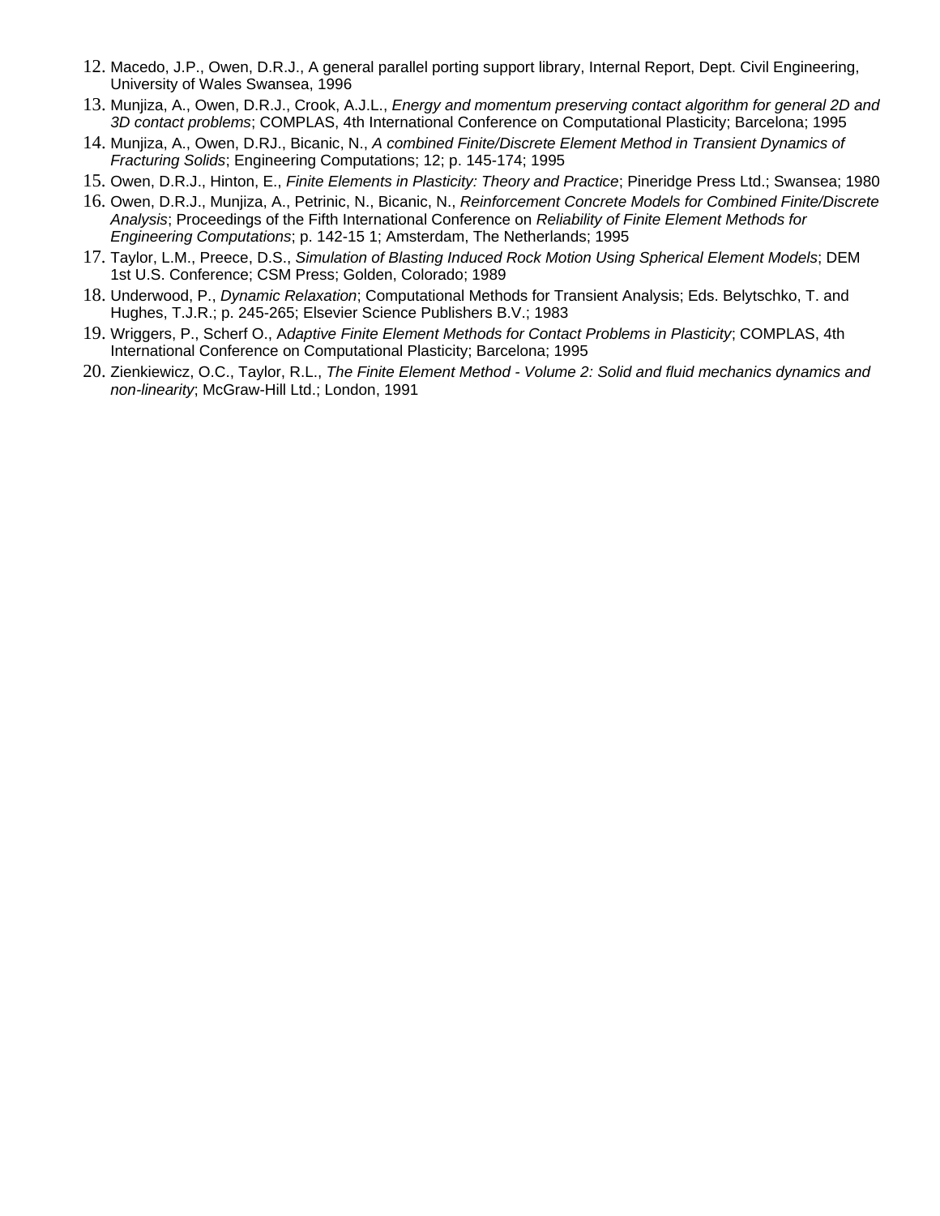12. Macedo, J.P., Owen, D.R.J., A general parallel porting support library, Internal Report, Dept. Civil Engineering, University of Wales Swansea, 1996
13. Munjiza, A., Owen, D.R.J., Crook, A.J.L., *Energy and momentum preserving contact algorithm for general 2D and 3D contact problems*; COMPLAS, 4th International Conference on Computational Plasticity; Barcelona; 1995
14. Munjiza, A., Owen, D.RJ., Bicanic, N., *A combined Finite/Discrete Element Method in Transient Dynamics of Fracturing Solids*; Engineering Computations; 12; p. 145-174; 1995
15. Owen, D.R.J., Hinton, E., *Finite Elements in Plasticity: Theory and Practice*; Pineridge Press Ltd.; Swansea; 1980
16. Owen, D.R.J., Munjiza, A., Petrinic, N., Bicanic, N., *Reinforcement Concrete Models for Combined Finite/Discrete Analysis*; Proceedings of the Fifth International Conference on *Reliability of Finite Element Methods for Engineering Computations*; p. 142-15 1; Amsterdam, The Netherlands; 1995
17. Taylor, L.M., Preece, D.S., *Simulation of Blasting Induced Rock Motion Using Spherical Element Models*; DEM 1st U.S. Conference; CSM Press; Golden, Colorado; 1989
18. Underwood, P., *Dynamic Relaxation*; Computational Methods for Transient Analysis; Eds. Belytschko, T. and Hughes, T.J.R.; p. 245-265; Elsevier Science Publishers B.V.; 1983
19. Wriggers, P., Scherf O., A*daptive Finite Element Methods for Contact Problems in Plasticity*; COMPLAS, 4th International Conference on Computational Plasticity; Barcelona; 1995
20. Zienkiewicz, O.C., Taylor, R.L., *The Finite Element Method - Volume 2: Solid and fluid mechanics dynamics and non-linearity*; McGraw-Hill Ltd.; London, 1991